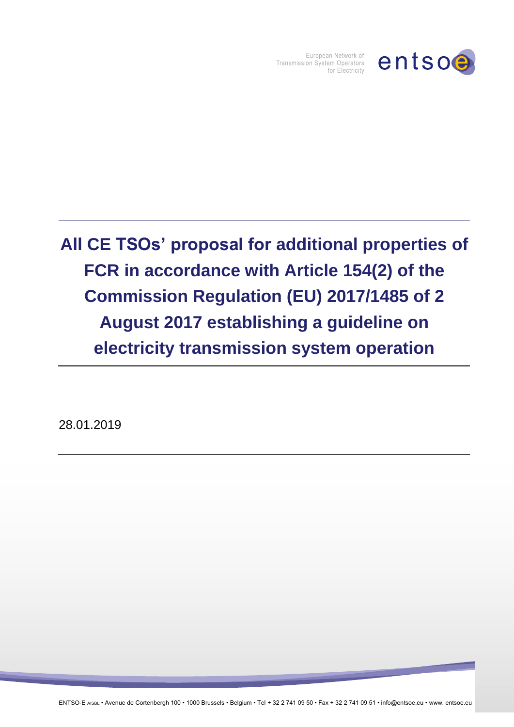European Network of Transmission System Operators for Electricity

# All CE TSOs' proposal for additional properties of FCR in accordance with Article 154(2) of the Commission Regulation (EU) 2017/1485 of 2 August 2017 establishing a guideline on electricity transmission system operation

28.01.2019

ENTSO-E AISBL • Avenue de Cortenbergh 100 • 1000 Brussels • Belgium • Tel + 32 2 741 09 50 • Fax + 32 2 741 09 51 • info@entsoe.eu • www. entsoe.eu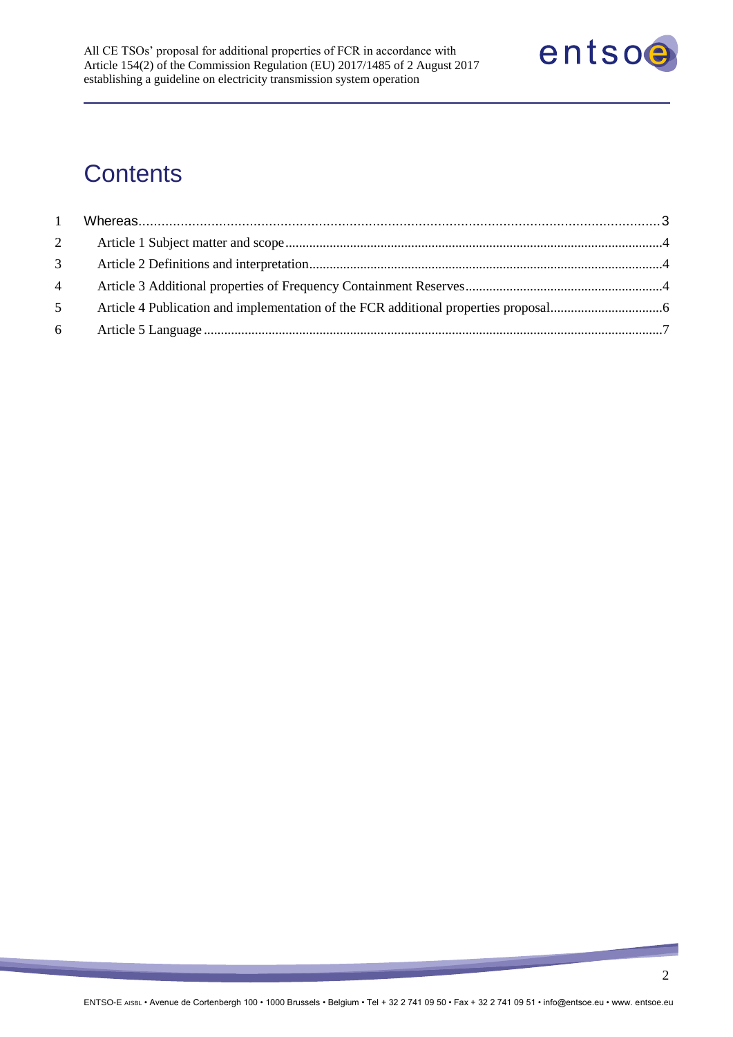# Contents

1 Whereas ........................................................................ 3

2 Article 1 Subject matter and scope ........................................................................ 4

3 Article 2 Definitions and interpretation ........................................................................ 4

4 Article 3 Additional properties of Frequency Containment Reserves ........................................................................ 4

5 Article 4 Publication and implementation of the FCR additional properties proposal ........................................................................ 6

6 Article 5 Language ........................................................................ 7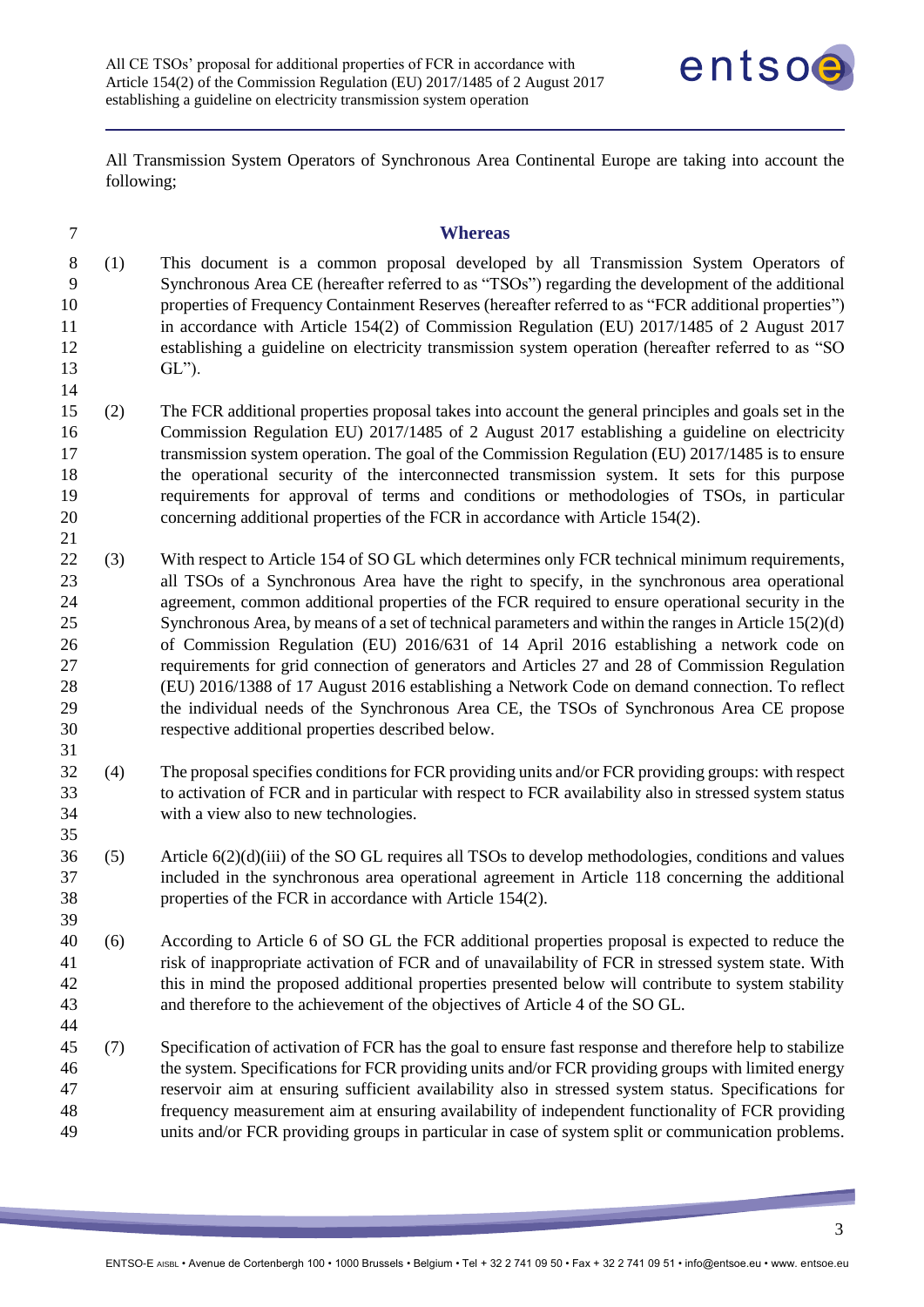All Transmission System Operators of Synchronous Area Continental Europe are taking into account the following;

## Whereas

(1) This document is a common proposal developed by all Transmission System Operators of Synchronous Area CE (hereafter referred to as "TSOs") regarding the development of the additional properties of Frequency Containment Reserves (hereafter referred to as "FCR additional properties") in accordance with Article 154(2) of Commission Regulation (EU) 2017/1485 of 2 August 2017 establishing a guideline on electricity transmission system operation (hereafter referred to as "SO GL").

(2) The FCR additional properties proposal takes into account the general principles and goals set in the Commission Regulation EU) 2017/1485 of 2 August 2017 establishing a guideline on electricity transmission system operation. The goal of the Commission Regulation (EU) 2017/1485 is to ensure the operational security of the interconnected transmission system. It sets for this purpose requirements for approval of terms and conditions or methodologies of TSOs, in particular concerning additional properties of the FCR in accordance with Article 154(2).

(3) With respect to Article 154 of SO GL which determines only FCR technical minimum requirements, all TSOs of a Synchronous Area have the right to specify, in the synchronous area operational agreement, common additional properties of the FCR required to ensure operational security in the Synchronous Area, by means of a set of technical parameters and within the ranges in Article 15(2)(d) of Commission Regulation (EU) 2016/631 of 14 April 2016 establishing a network code on requirements for grid connection of generators and Articles 27 and 28 of Commission Regulation (EU) 2016/1388 of 17 August 2016 establishing a Network Code on demand connection. To reflect the individual needs of the Synchronous Area CE, the TSOs of Synchronous Area CE propose respective additional properties described below.

(4) The proposal specifies conditions for FCR providing units and/or FCR providing groups: with respect to activation of FCR and in particular with respect to FCR availability also in stressed system status with a view also to new technologies.

(5) Article 6(2)(d)(iii) of the SO GL requires all TSOs to develop methodologies, conditions and values included in the synchronous area operational agreement in Article 118 concerning the additional properties of the FCR in accordance with Article 154(2).

(6) According to Article 6 of SO GL the FCR additional properties proposal is expected to reduce the risk of inappropriate activation of FCR and of unavailability of FCR in stressed system state. With this in mind the proposed additional properties presented below will contribute to system stability and therefore to the achievement of the objectives of Article 4 of the SO GL.

(7) Specification of activation of FCR has the goal to ensure fast response and therefore help to stabilize the system. Specifications for FCR providing units and/or FCR providing groups with limited energy reservoir aim at ensuring sufficient availability also in stressed system status. Specifications for frequency measurement aim at ensuring availability of independent functionality of FCR providing units and/or FCR providing groups in particular in case of system split or communication problems.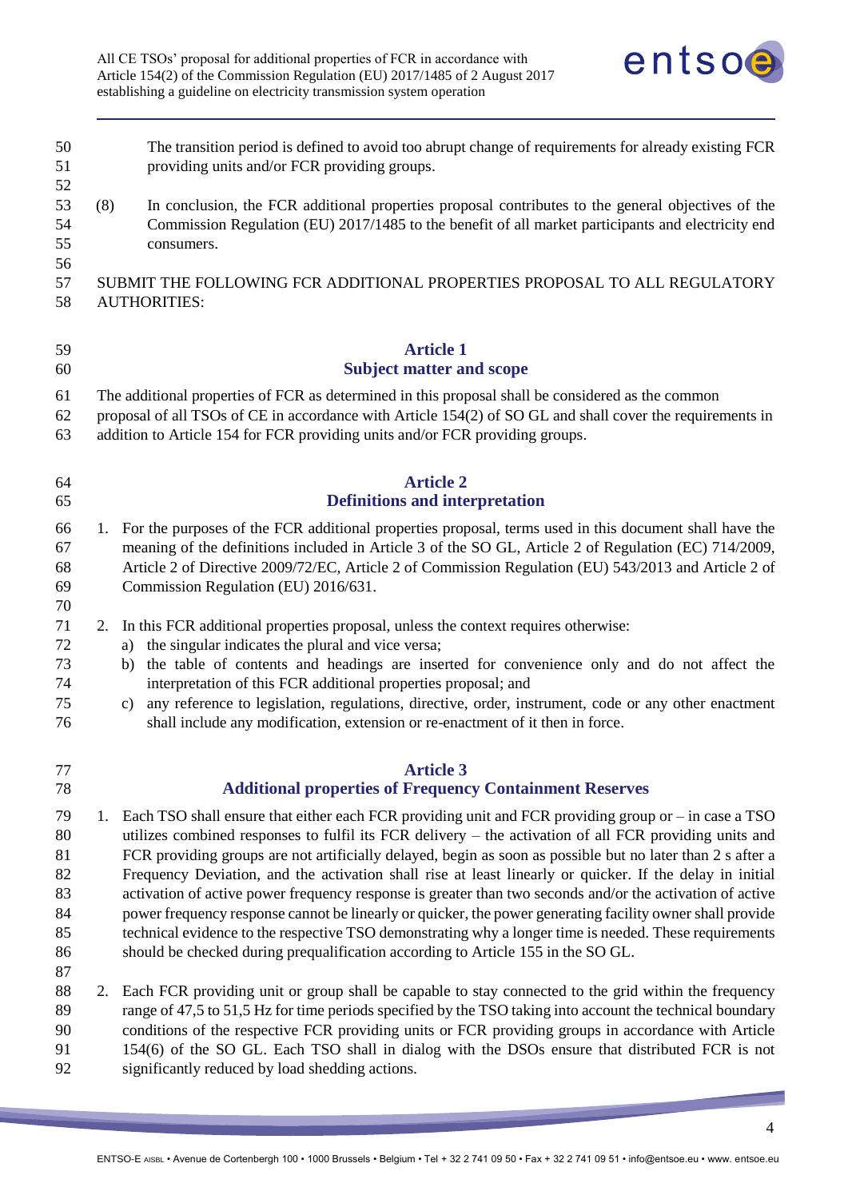The transition period is defined to avoid too abrupt change of requirements for already existing FCR providing units and/or FCR providing groups.

(8) In conclusion, the FCR additional properties proposal contributes to the general objectives of the Commission Regulation (EU) 2017/1485 to the benefit of all market participants and electricity end consumers.

SUBMIT THE FOLLOWING FCR ADDITIONAL PROPERTIES PROPOSAL TO ALL REGULATORY AUTHORITIES:

## Article 1
## Subject matter and scope

The additional properties of FCR as determined in this proposal shall be considered as the common proposal of all TSOs of CE in accordance with Article 154(2) of SO GL and shall cover the requirements in addition to Article 154 for FCR providing units and/or FCR providing groups.

## Article 2
## Definitions and interpretation

1. For the purposes of the FCR additional properties proposal, terms used in this document shall have the meaning of the definitions included in Article 3 of the SO GL, Article 2 of Regulation (EC) 714/2009, Article 2 of Directive 2009/72/EC, Article 2 of Commission Regulation (EU) 543/2013 and Article 2 of Commission Regulation (EU) 2016/631.

2. In this FCR additional properties proposal, unless the context requires otherwise:
   a) the singular indicates the plural and vice versa;
   b) the table of contents and headings are inserted for convenience only and do not affect the interpretation of this FCR additional properties proposal; and
   c) any reference to legislation, regulations, directive, order, instrument, code or any other enactment shall include any modification, extension or re-enactment of it then in force.

## Article 3
## Additional properties of Frequency Containment Reserves

1. Each TSO shall ensure that either each FCR providing unit and FCR providing group or – in case a TSO utilizes combined responses to fulfil its FCR delivery – the activation of all FCR providing units and FCR providing groups are not artificially delayed, begin as soon as possible but no later than 2 s after a Frequency Deviation, and the activation shall rise at least linearly or quicker. If the delay in initial activation of active power frequency response is greater than two seconds and/or the activation of active power frequency response cannot be linearly or quicker, the power generating facility owner shall provide technical evidence to the respective TSO demonstrating why a longer time is needed. These requirements should be checked during prequalification according to Article 155 in the SO GL.

2. Each FCR providing unit or group shall be capable to stay connected to the grid within the frequency range of 47,5 to 51,5 Hz for time periods specified by the TSO taking into account the technical boundary conditions of the respective FCR providing units or FCR providing groups in accordance with Article 154(6) of the SO GL. Each TSO shall in dialog with the DSOs ensure that distributed FCR is not significantly reduced by load shedding actions.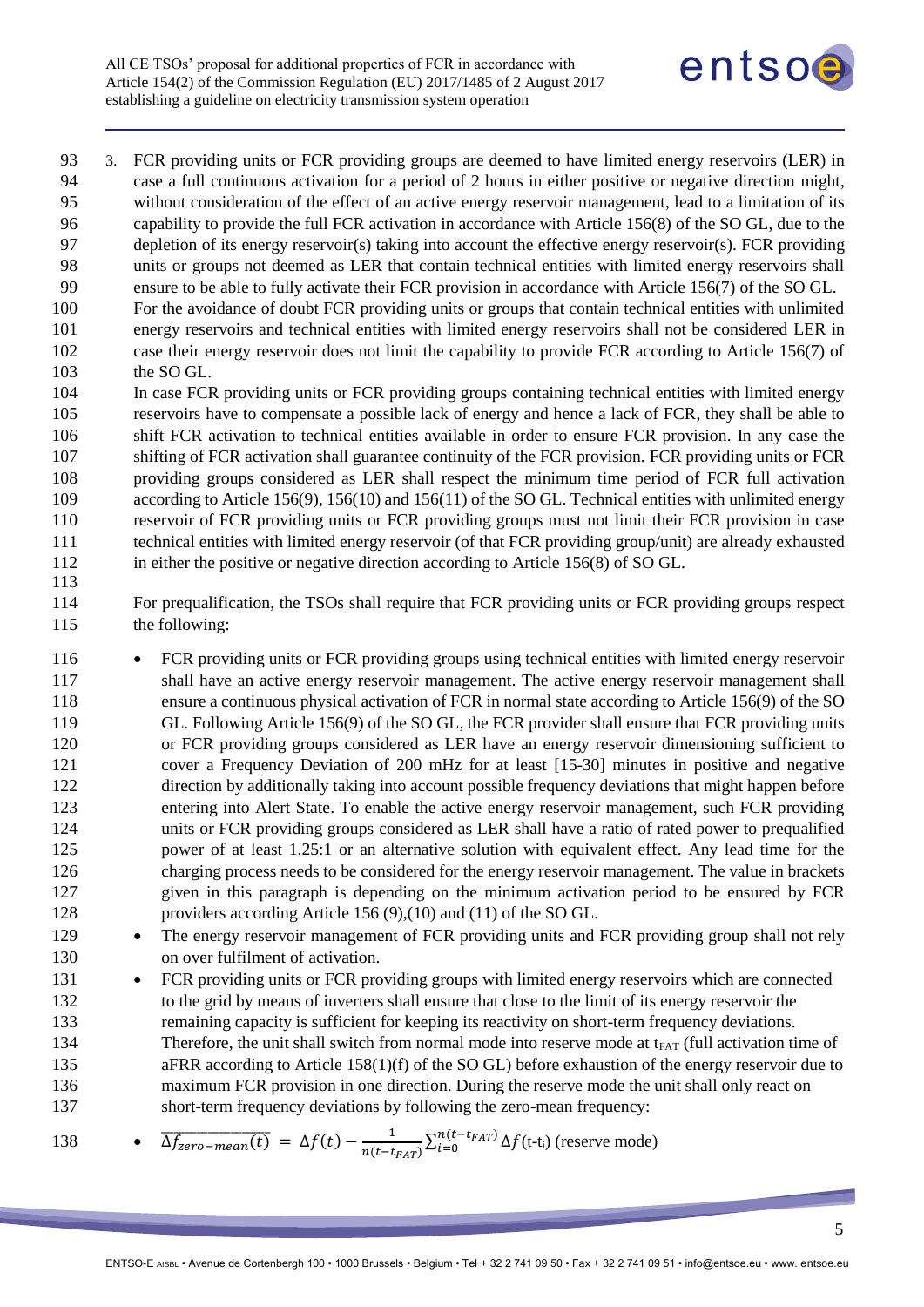3. FCR providing units or FCR providing groups are deemed to have limited energy reservoirs (LER) in case a full continuous activation for a period of 2 hours in either positive or negative direction might, without consideration of the effect of an active energy reservoir management, lead to a limitation of its capability to provide the full FCR activation in accordance with Article 156(8) of the SO GL, due to the depletion of its energy reservoir(s) taking into account the effective energy reservoir(s). FCR providing units or groups not deemed as LER that contain technical entities with limited energy reservoirs shall ensure to be able to fully activate their FCR provision in accordance with Article 156(7) of the SO GL. For the avoidance of doubt FCR providing units or groups that contain technical entities with unlimited energy reservoirs and technical entities with limited energy reservoirs shall not be considered LER in case their energy reservoir does not limit the capability to provide FCR according to Article 156(7) of the SO GL.

   In case FCR providing units or FCR providing groups containing technical entities with limited energy reservoirs have to compensate a possible lack of energy and hence a lack of FCR, they shall be able to shift FCR activation to technical entities available in order to ensure FCR provision. In any case the shifting of FCR activation shall guarantee continuity of the FCR provision. FCR providing units or FCR providing groups considered as LER shall respect the minimum time period of FCR full activation according to Article 156(9), 156(10) and 156(11) of the SO GL. Technical entities with unlimited energy reservoir of FCR providing units or FCR providing groups must not limit their FCR provision in case technical entities with limited energy reservoir (of that FCR providing group/unit) are already exhausted in either the positive or negative direction according to Article 156(8) of SO GL.

   For prequalification, the TSOs shall require that FCR providing units or FCR providing groups respect the following:

   - FCR providing units or FCR providing groups using technical entities with limited energy reservoir shall have an active energy reservoir management. The active energy reservoir management shall ensure a continuous physical activation of FCR in normal state according to Article 156(9) of the SO GL. Following Article 156(9) of the SO GL, the FCR provider shall ensure that FCR providing units or FCR providing groups considered as LER have an energy reservoir dimensioning sufficient to cover a Frequency Deviation of 200 mHz for at least [15-30] minutes in positive and negative direction by additionally taking into account possible frequency deviations that might happen before entering into Alert State. To enable the active energy reservoir management, such FCR providing units or FCR providing groups considered as LER shall have a ratio of rated power to prequalified power of at least 1.25:1 or an alternative solution with equivalent effect. Any lead time for the charging process needs to be considered for the energy reservoir management. The value in brackets given in this paragraph is depending on the minimum activation period to be ensured by FCR providers according Article 156 (9),(10) and (11) of the SO GL.
   - The energy reservoir management of FCR providing units and FCR providing group shall not rely on over fulfilment of activation.
   - FCR providing units or FCR providing groups with limited energy reservoirs which are connected to the grid by means of inverters shall ensure that close to the limit of its energy reservoir the remaining capacity is sufficient for keeping its reactivity on short-term frequency deviations. Therefore, the unit shall switch from normal mode into reserve mode at $t_{FAT}$ (full activation time of aFRR according to Article 158(1)(f) of the SO GL) before exhaustion of the energy reservoir due to maximum FCR provision in one direction. During the reserve mode the unit shall only react on short-term frequency deviations by following the zero-mean frequency:
   - $\overline{\Delta f_{zero-mean}(t)} = \Delta f(t) - \frac{1}{n(t-t_{FAT})}\sum_{i=0}^{n(t-t_{FAT})} \Delta f(t-t_i)$ (reserve mode)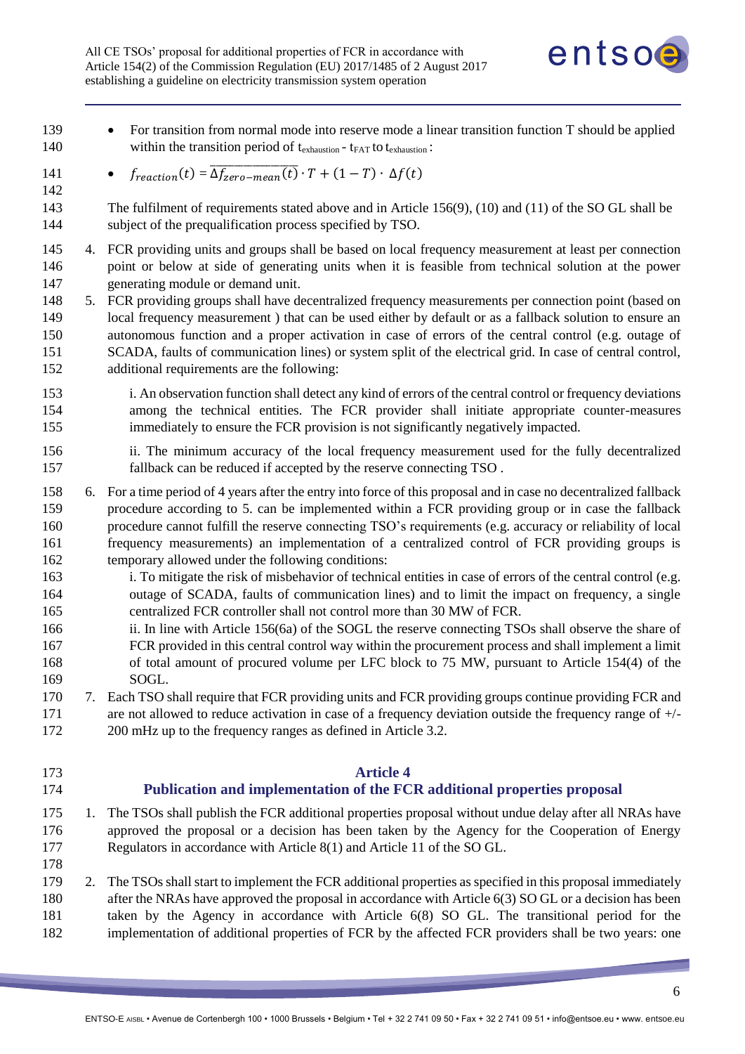- For transition from normal mode into reserve mode a linear transition function T should be applied within the transition period of $t_{exhaustion} - t_{FAT}$ to $t_{exhaustion}$ :
- $f_{reaction}(t) = \overline{\Delta f_{zero-mean}(t)} \cdot T + (1 - T) \cdot \Delta f(t)$

The fulfilment of requirements stated above and in Article 156(9), (10) and (11) of the SO GL shall be subject of the prequalification process specified by TSO.

4. FCR providing units and groups shall be based on local frequency measurement at least per connection point or below at side of generating units when it is feasible from technical solution at the power generating module or demand unit.
5. FCR providing groups shall have decentralized frequency measurements per connection point (based on local frequency measurement ) that can be used either by default or as a fallback solution to ensure an autonomous function and a proper activation in case of errors of the central control (e.g. outage of SCADA, faults of communication lines) or system split of the electrical grid. In case of central control, additional requirements are the following:

   i. An observation function shall detect any kind of errors of the central control or frequency deviations among the technical entities. The FCR provider shall initiate appropriate counter-measures immediately to ensure the FCR provision is not significantly negatively impacted.

   ii. The minimum accuracy of the local frequency measurement used for the fully decentralized fallback can be reduced if accepted by the reserve connecting TSO .

6. For a time period of 4 years after the entry into force of this proposal and in case no decentralized fallback procedure according to 5. can be implemented within a FCR providing group or in case the fallback procedure cannot fulfill the reserve connecting TSO's requirements (e.g. accuracy or reliability of local frequency measurements) an implementation of a centralized control of FCR providing groups is temporary allowed under the following conditions:
   i. To mitigate the risk of misbehavior of technical entities in case of errors of the central control (e.g. outage of SCADA, faults of communication lines) and to limit the impact on frequency, a single centralized FCR controller shall not control more than 30 MW of FCR.
   ii. In line with Article 156(6a) of the SOGL the reserve connecting TSOs shall observe the share of FCR provided in this central control way within the procurement process and shall implement a limit of total amount of procured volume per LFC block to 75 MW, pursuant to Article 154(4) of the SOGL.
7. Each TSO shall require that FCR providing units and FCR providing groups continue providing FCR and are not allowed to reduce activation in case of a frequency deviation outside the frequency range of +/- 200 mHz up to the frequency ranges as defined in Article 3.2.

## Article 4
## Publication and implementation of the FCR additional properties proposal

1. The TSOs shall publish the FCR additional properties proposal without undue delay after all NRAs have approved the proposal or a decision has been taken by the Agency for the Cooperation of Energy Regulators in accordance with Article 8(1) and Article 11 of the SO GL.

2. The TSOs shall start to implement the FCR additional properties as specified in this proposal immediately after the NRAs have approved the proposal in accordance with Article 6(3) SO GL or a decision has been taken by the Agency in accordance with Article 6(8) SO GL. The transitional period for the implementation of additional properties of FCR by the affected FCR providers shall be two years: one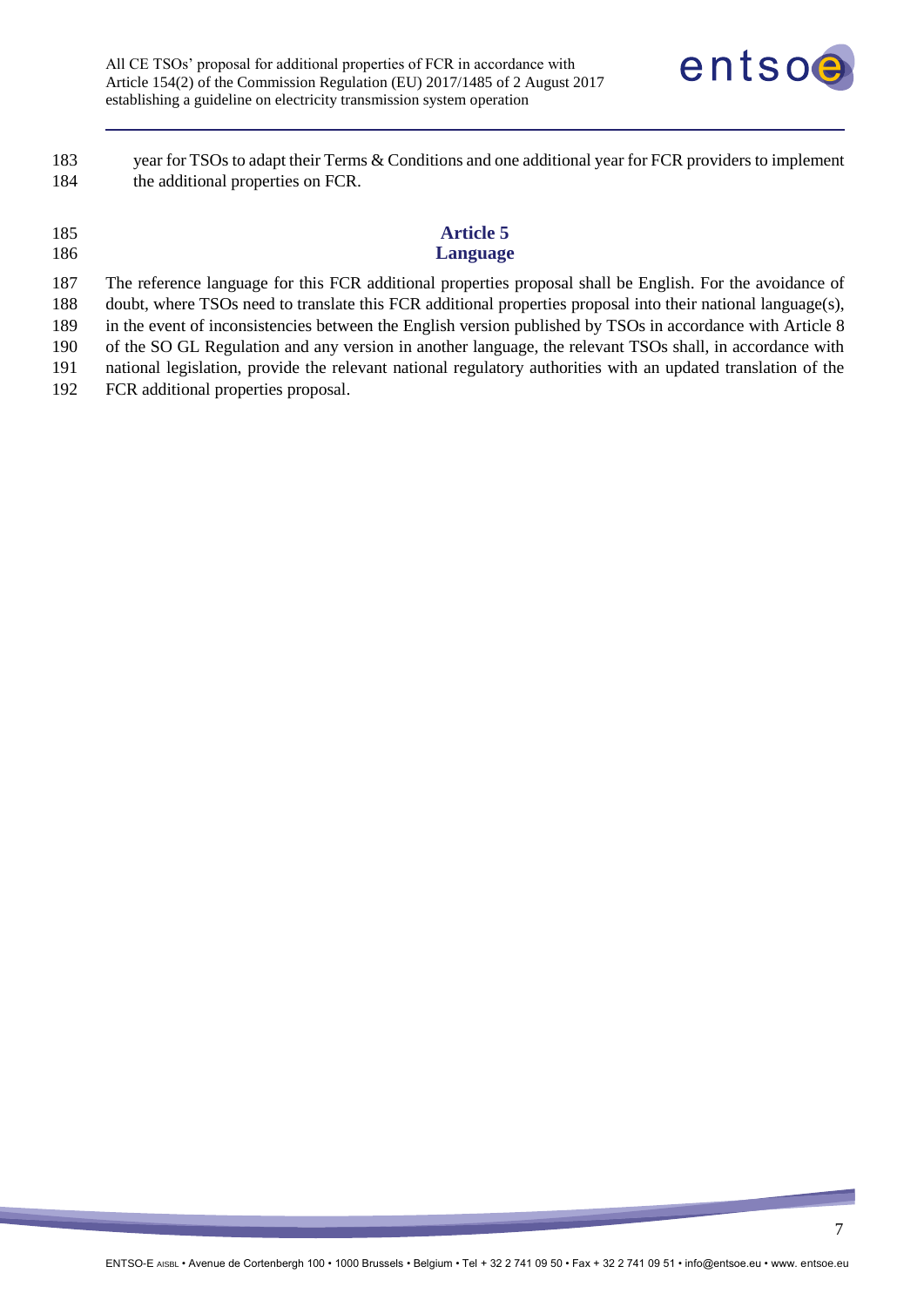year for TSOs to adapt their Terms & Conditions and one additional year for FCR providers to implement the additional properties on FCR.

## Article 5
## Language

The reference language for this FCR additional properties proposal shall be English. For the avoidance of doubt, where TSOs need to translate this FCR additional properties proposal into their national language(s), in the event of inconsistencies between the English version published by TSOs in accordance with Article 8 of the SO GL Regulation and any version in another language, the relevant TSOs shall, in accordance with national legislation, provide the relevant national regulatory authorities with an updated translation of the FCR additional properties proposal.